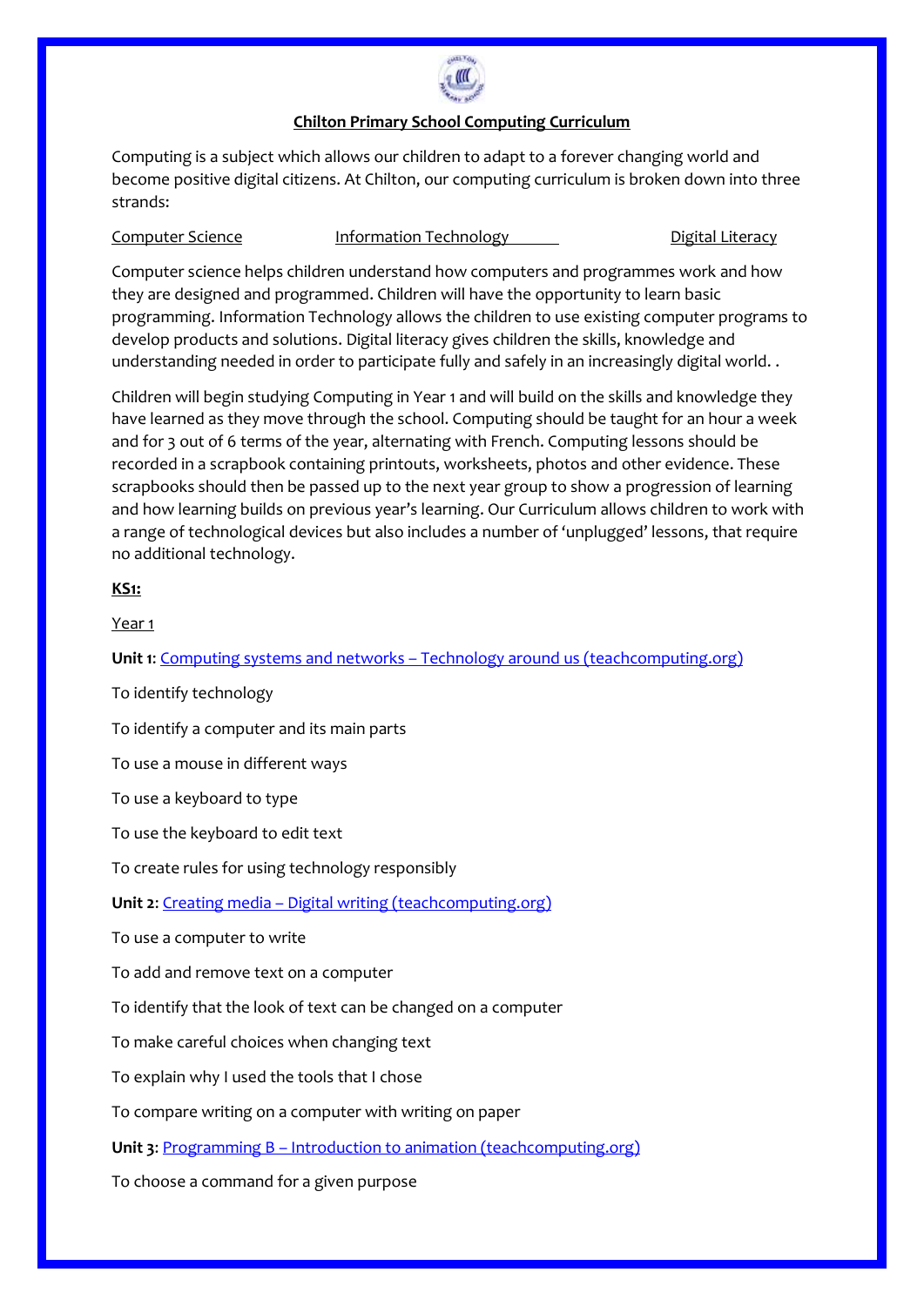# Chilton Primary School Computing Curriculum

Computing is a subject which allows our children to adapt to a forever changing world and become positive digital citizens. At Chilton, our computing curriculum is broken down into three strands:

Computer Science | Information Technology | Digital Literacy

Computer science helps children understand how computers and programmes work and how they are designed and programmed. Children will have the opportunity to learn basic programming. Information Technology allows the children to use existing computer programs to develop products and solutions. Digital literacy gives children the skills, knowledge and understanding needed in order to participate fully and safely in an increasingly digital world. .

Children will begin studying Computing in Year 1 and will build on the skills and knowledge they have learned as they move through the school. Computing should be taught for an hour a week and for 3 out of 6 terms of the year, alternating with French. Computing lessons should be recorded in a scrapbook containing printouts, worksheets, photos and other evidence. These scrapbooks should then be passed up to the next year group to show a progression of learning and how learning builds on previous year's learning. Our Curriculum allows children to work with a range of technological devices but also includes a number of 'unplugged' lessons, that require no additional technology.

## KS1:

### Year 1

**Unit 1**: Computing systems and networks – Technology around us (teachcomputing.org)

To identify technology

To identify a computer and its main parts

To use a mouse in different ways

To use a keyboard to type

To use the keyboard to edit text

To create rules for using technology responsibly

**Unit 2**: Creating media – Digital writing (teachcomputing.org)

To use a computer to write

To add and remove text on a computer

To identify that the look of text can be changed on a computer

To make careful choices when changing text

To explain why I used the tools that I chose

To compare writing on a computer with writing on paper

**Unit 3**: Programming B – Introduction to animation (teachcomputing.org)

To choose a command for a given purpose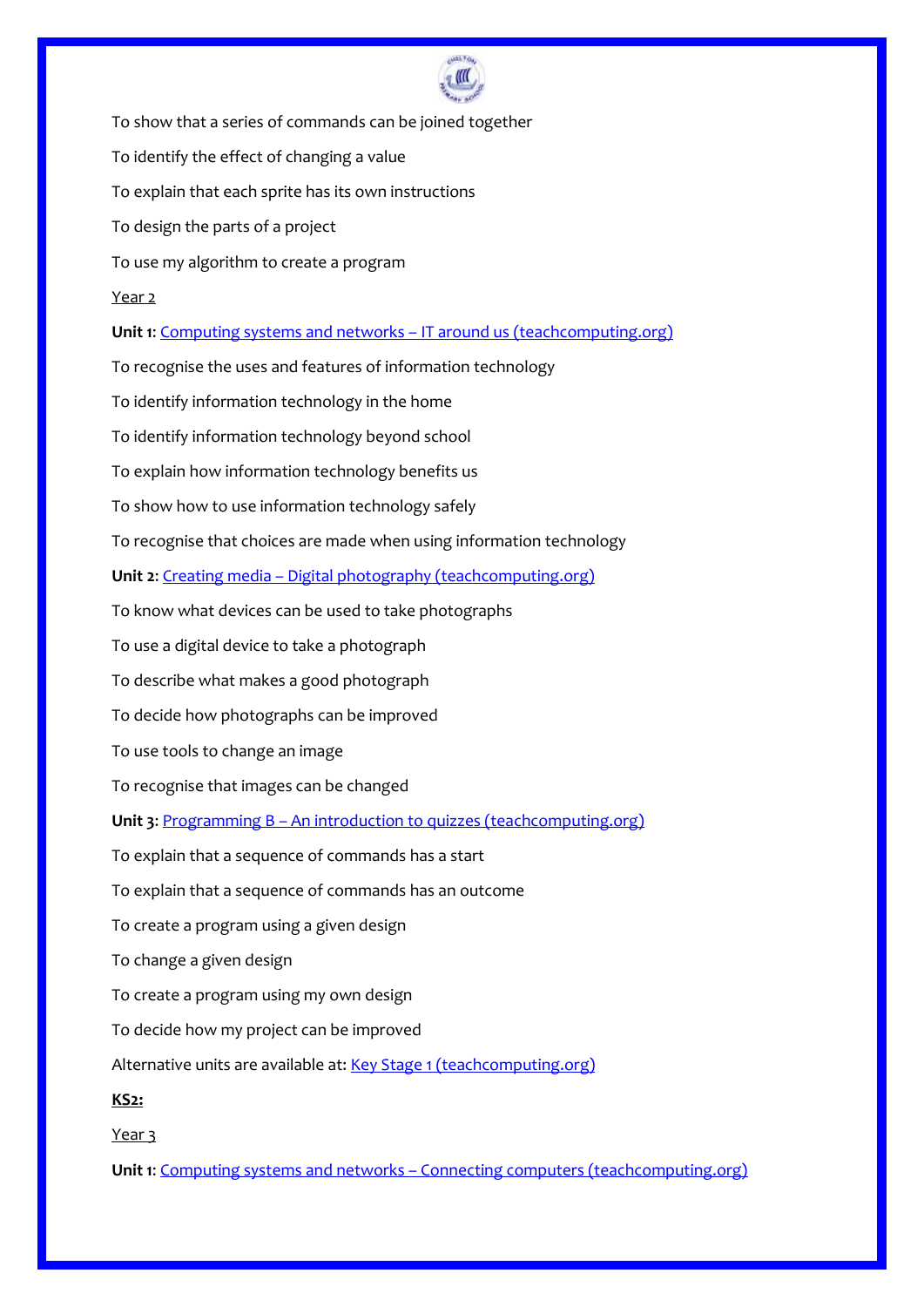To show that a series of commands can be joined together

To identify the effect of changing a value

To explain that each sprite has its own instructions

To design the parts of a project

To use my algorithm to create a program

Year 2

**Unit 1**: Computing systems and networks – IT around us (teachcomputing.org)

To recognise the uses and features of information technology

To identify information technology in the home

To identify information technology beyond school

To explain how information technology benefits us

To show how to use information technology safely

To recognise that choices are made when using information technology

**Unit 2**: Creating media – Digital photography (teachcomputing.org)

To know what devices can be used to take photographs

To use a digital device to take a photograph

To describe what makes a good photograph

To decide how photographs can be improved

To use tools to change an image

To recognise that images can be changed

**Unit 3**: Programming B – An introduction to quizzes (teachcomputing.org)

To explain that a sequence of commands has a start

To explain that a sequence of commands has an outcome

To create a program using a given design

To change a given design

To create a program using my own design

To decide how my project can be improved

Alternative units are available at: Key Stage 1 (teachcomputing.org)

**KS2:**

Year 3

**Unit 1**: Computing systems and networks – Connecting computers (teachcomputing.org)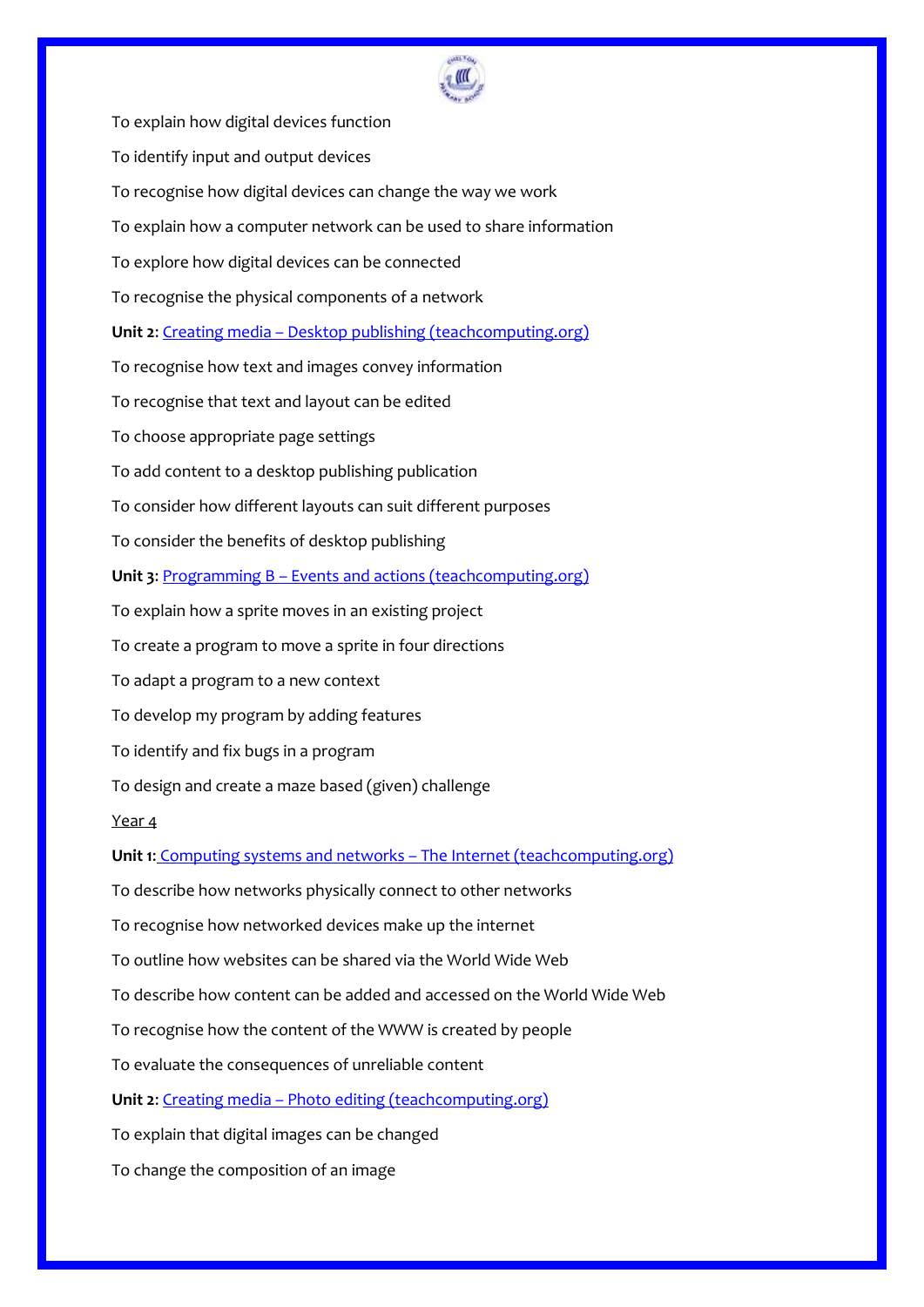To explain how digital devices function

To identify input and output devices

To recognise how digital devices can change the way we work

To explain how a computer network can be used to share information

To explore how digital devices can be connected

To recognise the physical components of a network

**Unit 2:** [Creating media – Desktop publishing (teachcomputing.org)]()

To recognise how text and images convey information

To recognise that text and layout can be edited

To choose appropriate page settings

To add content to a desktop publishing publication

To consider how different layouts can suit different purposes

To consider the benefits of desktop publishing

**Unit 3:** [Programming B – Events and actions (teachcomputing.org)]()

To explain how a sprite moves in an existing project

To create a program to move a sprite in four directions

To adapt a program to a new context

To develop my program by adding features

To identify and fix bugs in a program

To design and create a maze based (given) challenge

<u>Year 4</u>

**Unit 1:** [Computing systems and networks – The Internet (teachcomputing.org)]()

To describe how networks physically connect to other networks

To recognise how networked devices make up the internet

To outline how websites can be shared via the World Wide Web

To describe how content can be added and accessed on the World Wide Web

To recognise how the content of the WWW is created by people

To evaluate the consequences of unreliable content

**Unit 2:** [Creating media – Photo editing (teachcomputing.org)]()

To explain that digital images can be changed

To change the composition of an image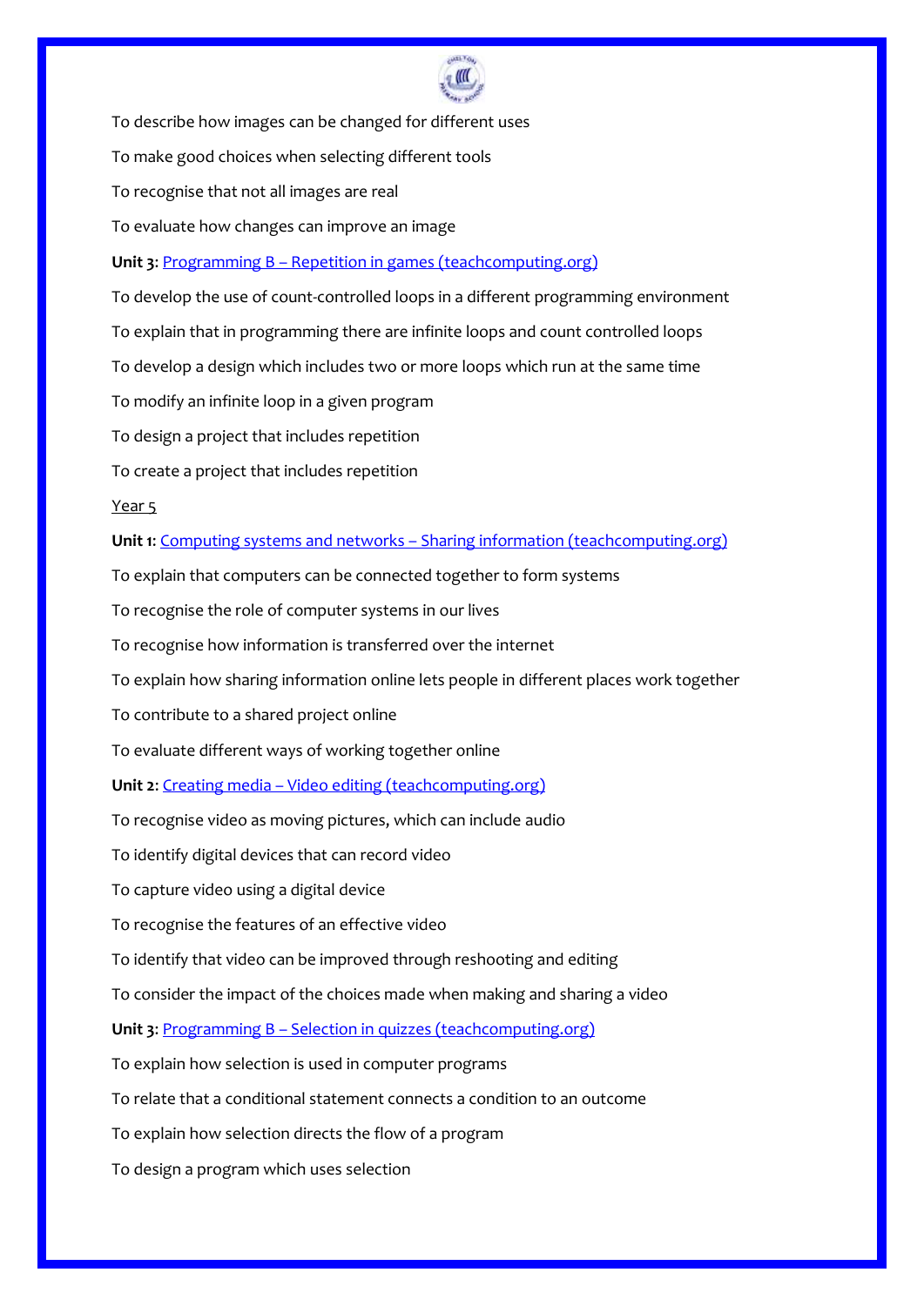To describe how images can be changed for different uses

To make good choices when selecting different tools

To recognise that not all images are real

To evaluate how changes can improve an image

**Unit 3:** [Programming B – Repetition in games (teachcomputing.org)]

To develop the use of count-controlled loops in a different programming environment

To explain that in programming there are infinite loops and count controlled loops

To develop a design which includes two or more loops which run at the same time

To modify an infinite loop in a given program

To design a project that includes repetition

To create a project that includes repetition

Year 5

**Unit 1:** [Computing systems and networks – Sharing information (teachcomputing.org)]

To explain that computers can be connected together to form systems

To recognise the role of computer systems in our lives

To recognise how information is transferred over the internet

To explain how sharing information online lets people in different places work together

To contribute to a shared project online

To evaluate different ways of working together online

**Unit 2:** [Creating media – Video editing (teachcomputing.org)]

To recognise video as moving pictures, which can include audio

To identify digital devices that can record video

To capture video using a digital device

To recognise the features of an effective video

To identify that video can be improved through reshooting and editing

To consider the impact of the choices made when making and sharing a video

**Unit 3:** [Programming B – Selection in quizzes (teachcomputing.org)]

To explain how selection is used in computer programs

To relate that a conditional statement connects a condition to an outcome

To explain how selection directs the flow of a program

To design a program which uses selection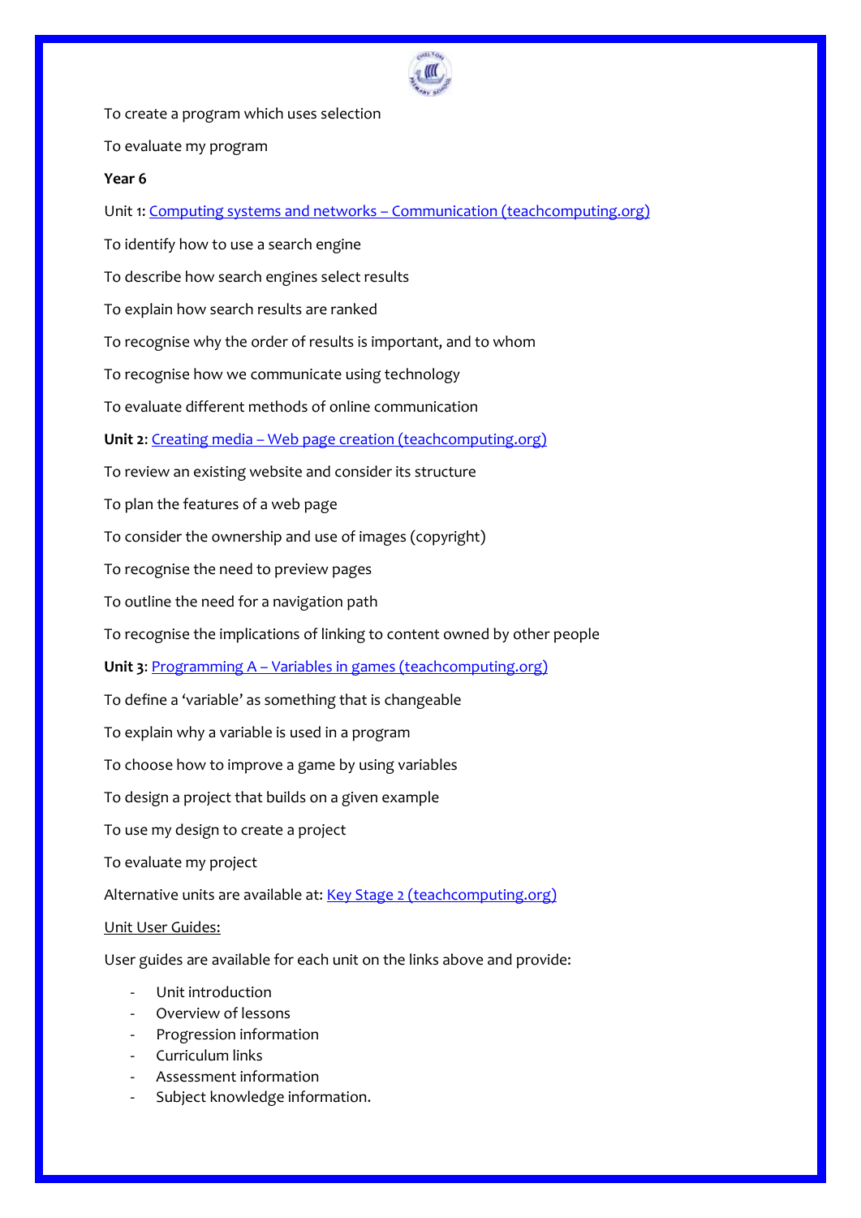To create a program which uses selection

To evaluate my program

**Year 6**

Unit 1: [Computing systems and networks – Communication (teachcomputing.org)]()

To identify how to use a search engine

To describe how search engines select results

To explain how search results are ranked

To recognise why the order of results is important, and to whom

To recognise how we communicate using technology

To evaluate different methods of online communication

**Unit 2**: [Creating media – Web page creation (teachcomputing.org)]()

To review an existing website and consider its structure

To plan the features of a web page

To consider the ownership and use of images (copyright)

To recognise the need to preview pages

To outline the need for a navigation path

To recognise the implications of linking to content owned by other people

**Unit 3**: [Programming A – Variables in games (teachcomputing.org)]()

To define a 'variable' as something that is changeable

To explain why a variable is used in a program

To choose how to improve a game by using variables

To design a project that builds on a given example

To use my design to create a project

To evaluate my project

Alternative units are available at: [Key Stage 2 (teachcomputing.org)]()

Unit User Guides:

User guides are available for each unit on the links above and provide:

- Unit introduction
- Overview of lessons
- Progression information
- Curriculum links
- Assessment information
- Subject knowledge information.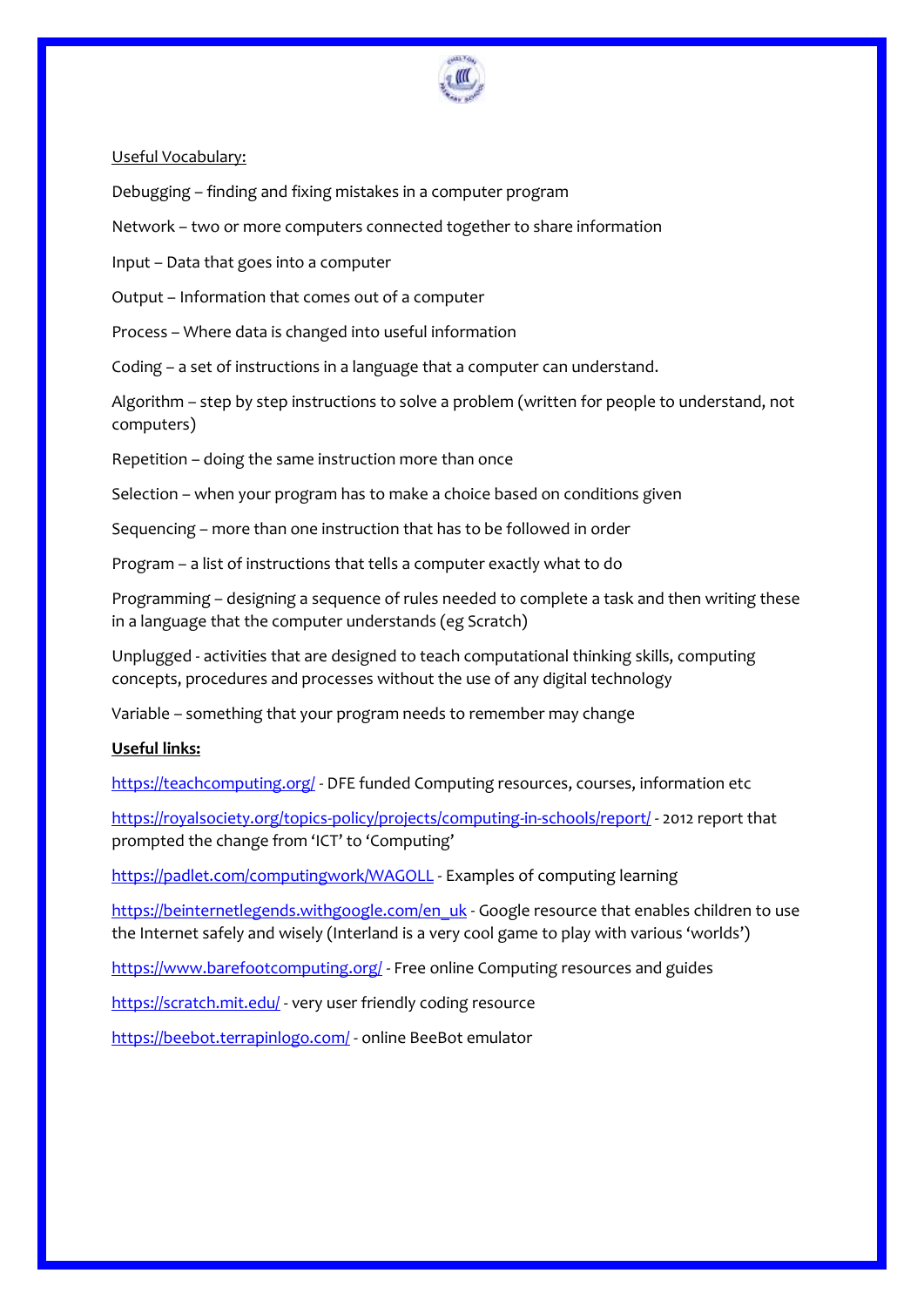Useful Vocabulary:

Debugging – finding and fixing mistakes in a computer program

Network – two or more computers connected together to share information

Input – Data that goes into a computer

Output – Information that comes out of a computer

Process – Where data is changed into useful information

Coding – a set of instructions in a language that a computer can understand.

Algorithm – step by step instructions to solve a problem (written for people to understand, not computers)

Repetition – doing the same instruction more than once

Selection – when your program has to make a choice based on conditions given

Sequencing – more than one instruction that has to be followed in order

Program – a list of instructions that tells a computer exactly what to do

Programming – designing a sequence of rules needed to complete a task and then writing these in a language that the computer understands (eg Scratch)

Unplugged - activities that are designed to teach computational thinking skills, computing concepts, procedures and processes without the use of any digital technology

Variable – something that your program needs to remember may change

**Useful links:**

https://teachcomputing.org/ - DFE funded Computing resources, courses, information etc

https://royalsociety.org/topics-policy/projects/computing-in-schools/report/ - 2012 report that prompted the change from 'ICT' to 'Computing'

https://padlet.com/computingwork/WAGOLL - Examples of computing learning

https://beinternetlegends.withgoogle.com/en_uk - Google resource that enables children to use the Internet safely and wisely (Interland is a very cool game to play with various 'worlds')

https://www.barefootcomputing.org/ - Free online Computing resources and guides

https://scratch.mit.edu/ - very user friendly coding resource

https://beebot.terrapinlogo.com/ - online BeeBot emulator